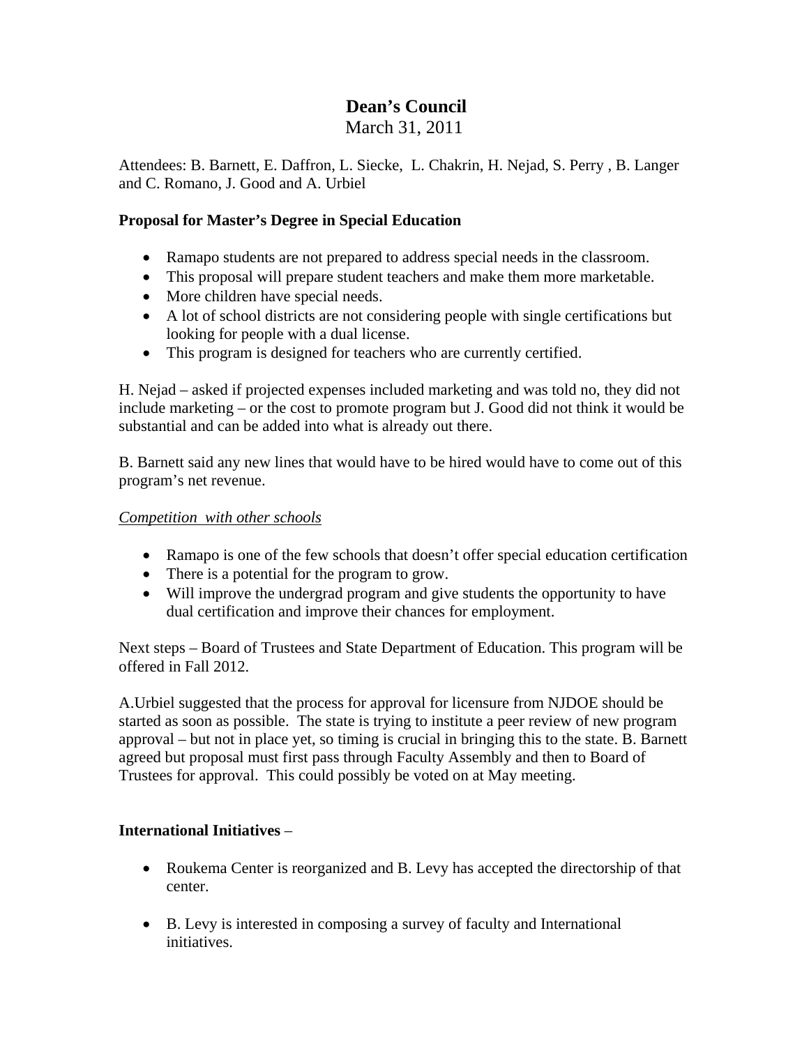# Dean's Council

March 31, 2011

Attendees: B. Barnett, E. Daffron, L. Siecke, L. Chakrin, H. Nejad, S. Perry , B. Langer and C. Romano, J. Good and A. Urbiel

**Proposal for Master's Degree in Special Education**

- Ramapo students are not prepared to address special needs in the classroom.
- This proposal will prepare student teachers and make them more marketable.
- More children have special needs.
- A lot of school districts are not considering people with single certifications but looking for people with a dual license.
- This program is designed for teachers who are currently certified.

H. Nejad – asked if projected expenses included marketing and was told no, they did not include marketing – or the cost to promote program but J. Good did not think it would be substantial and can be added into what is already out there.

B. Barnett said any new lines that would have to be hired would have to come out of this program's net revenue.

*Competition with other schools*

- Ramapo is one of the few schools that doesn't offer special education certification
- There is a potential for the program to grow.
- Will improve the undergrad program and give students the opportunity to have dual certification and improve their chances for employment.

Next steps – Board of Trustees and State Department of Education. This program will be offered in Fall 2012.

A.Urbiel suggested that the process for approval for licensure from NJDOE should be started as soon as possible. The state is trying to institute a peer review of new program approval – but not in place yet, so timing is crucial in bringing this to the state. B. Barnett agreed but proposal must first pass through Faculty Assembly and then to Board of Trustees for approval. This could possibly be voted on at May meeting.

**International Initiatives** –

- Roukema Center is reorganized and B. Levy has accepted the directorship of that center.
- B. Levy is interested in composing a survey of faculty and International initiatives.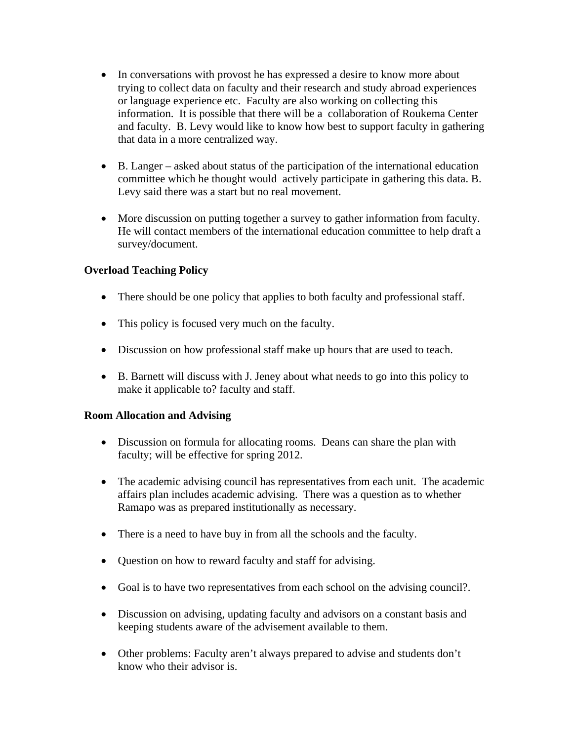- In conversations with provost he has expressed a desire to know more about trying to collect data on faculty and their research and study abroad experiences or language experience etc. Faculty are also working on collecting this information. It is possible that there will be a collaboration of Roukema Center and faculty. B. Levy would like to know how best to support faculty in gathering that data in a more centralized way.

- B. Langer – asked about status of the participation of the international education committee which he thought would actively participate in gathering this data. B. Levy said there was a start but no real movement.

- More discussion on putting together a survey to gather information from faculty. He will contact members of the international education committee to help draft a survey/document.

**Overload Teaching Policy**

- There should be one policy that applies to both faculty and professional staff.

- This policy is focused very much on the faculty.

- Discussion on how professional staff make up hours that are used to teach.

- B. Barnett will discuss with J. Jeney about what needs to go into this policy to make it applicable to? faculty and staff.

**Room Allocation and Advising**

- Discussion on formula for allocating rooms. Deans can share the plan with faculty; will be effective for spring 2012.

- The academic advising council has representatives from each unit. The academic affairs plan includes academic advising. There was a question as to whether Ramapo was as prepared institutionally as necessary.

- There is a need to have buy in from all the schools and the faculty.

- Question on how to reward faculty and staff for advising.

- Goal is to have two representatives from each school on the advising council?.

- Discussion on advising, updating faculty and advisors on a constant basis and keeping students aware of the advisement available to them.

- Other problems: Faculty aren't always prepared to advise and students don't know who their advisor is.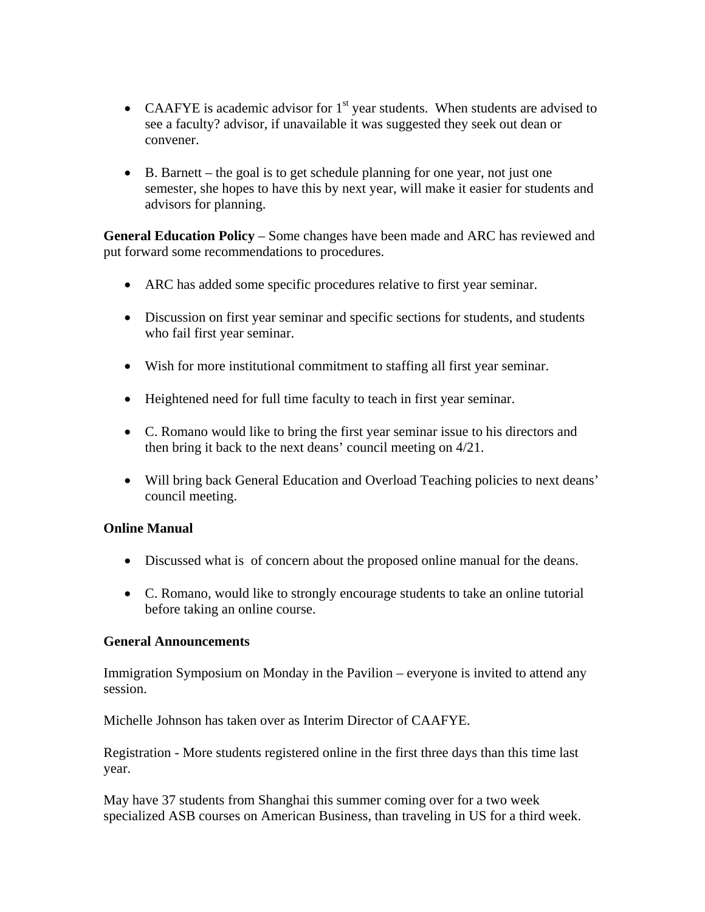- CAAFYE is academic advisor for 1st year students. When students are advised to see a faculty? advisor, if unavailable it was suggested they seek out dean or convener.

- B. Barnett – the goal is to get schedule planning for one year, not just one semester, she hopes to have this by next year, will make it easier for students and advisors for planning.

**General Education Policy** – Some changes have been made and ARC has reviewed and put forward some recommendations to procedures.

- ARC has added some specific procedures relative to first year seminar.

- Discussion on first year seminar and specific sections for students, and students who fail first year seminar.

- Wish for more institutional commitment to staffing all first year seminar.

- Heightened need for full time faculty to teach in first year seminar.

- C. Romano would like to bring the first year seminar issue to his directors and then bring it back to the next deans' council meeting on 4/21.

- Will bring back General Education and Overload Teaching policies to next deans' council meeting.

**Online Manual**

- Discussed what is of concern about the proposed online manual for the deans.

- C. Romano, would like to strongly encourage students to take an online tutorial before taking an online course.

**General Announcements**

Immigration Symposium on Monday in the Pavilion – everyone is invited to attend any session.

Michelle Johnson has taken over as Interim Director of CAAFYE.

Registration - More students registered online in the first three days than this time last year.

May have 37 students from Shanghai this summer coming over for a two week specialized ASB courses on American Business, than traveling in US for a third week.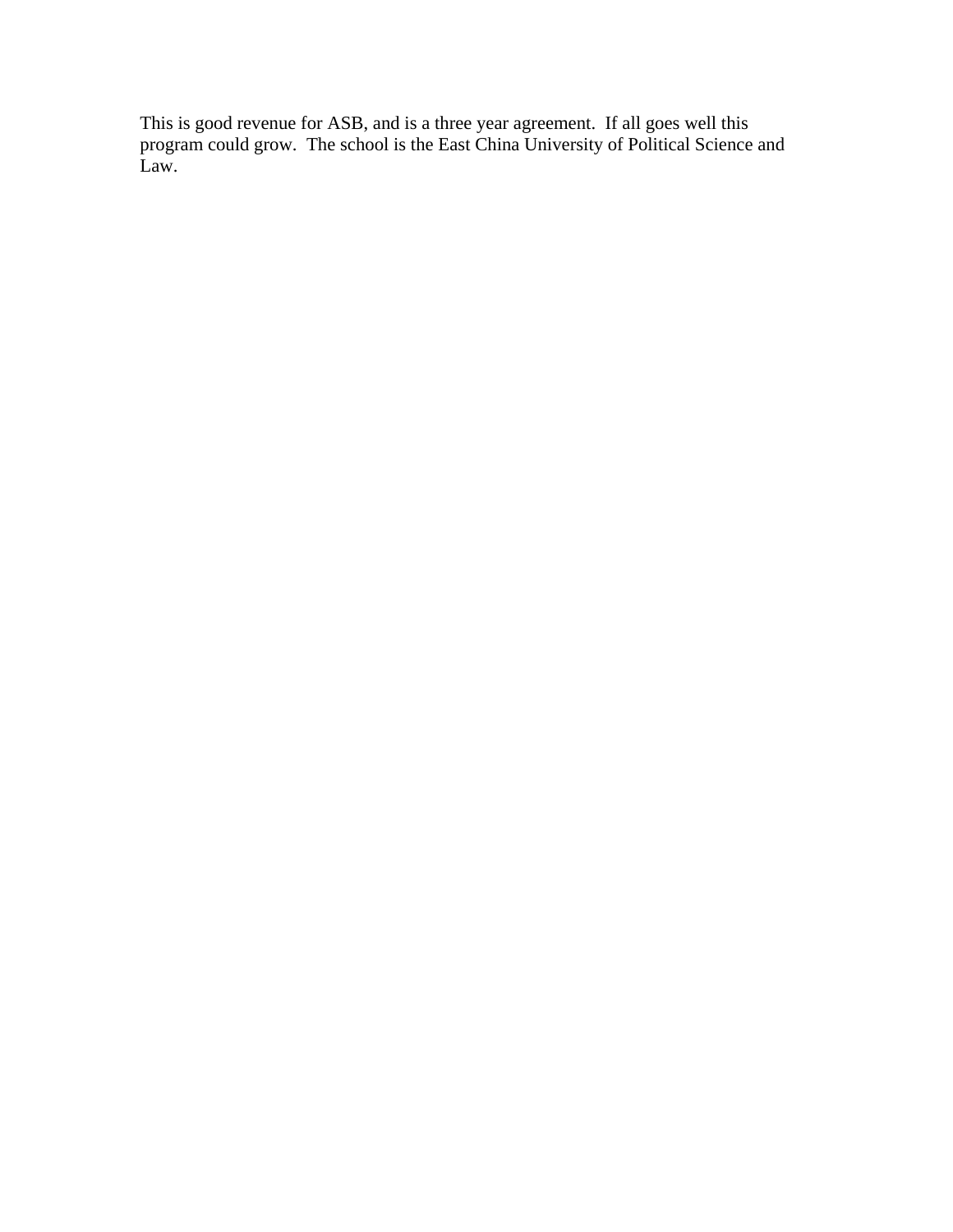This is good revenue for ASB, and is a three year agreement. If all goes well this program could grow. The school is the East China University of Political Science and Law.